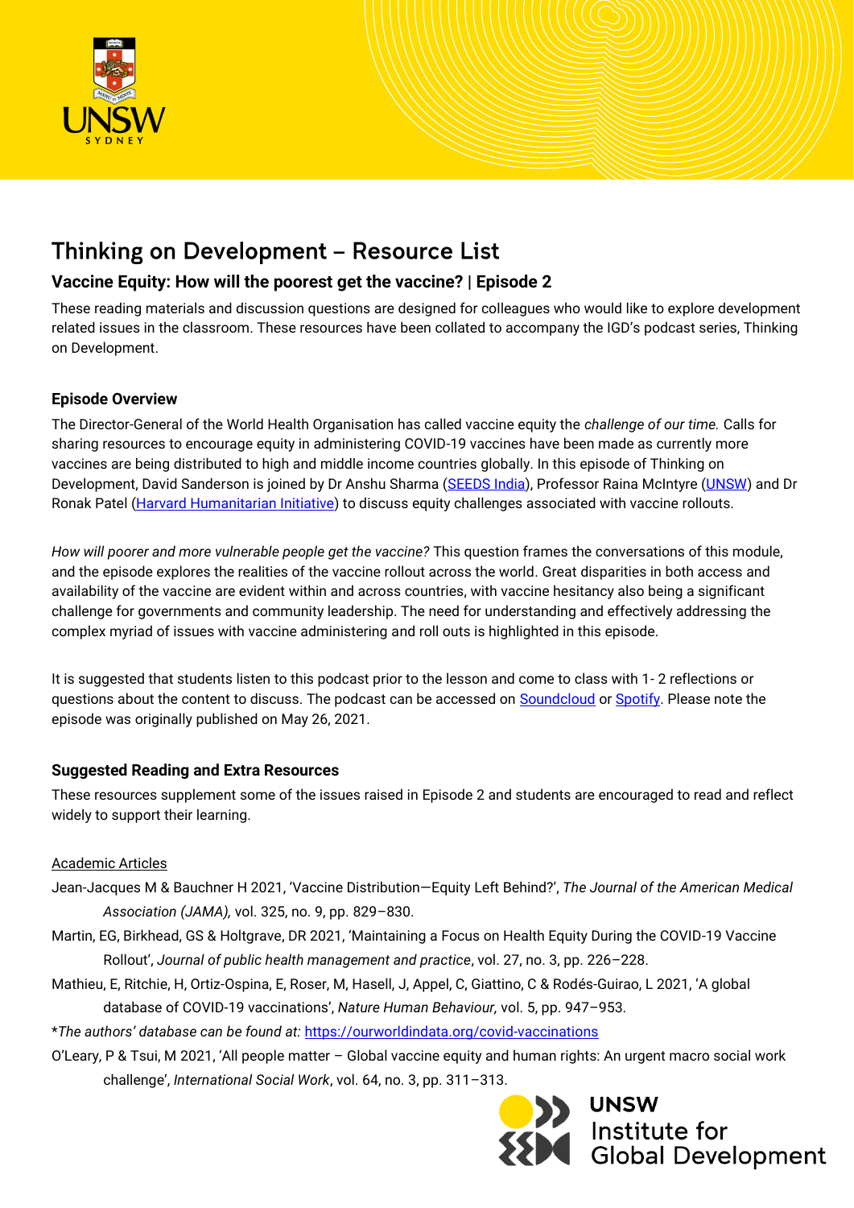# Thinking on Development – Resource List

## Vaccine Equity: How will the poorest get the vaccine? | Episode 2

These reading materials and discussion questions are designed for colleagues who would like to explore development related issues in the classroom. These resources have been collated to accompany the IGD's podcast series, Thinking on Development.

### Episode Overview

The Director-General of the World Health Organisation has called vaccine equity the *challenge of our time.* Calls for sharing resources to encourage equity in administering COVID-19 vaccines have been made as currently more vaccines are being distributed to high and middle income countries globally. In this episode of Thinking on Development, David Sanderson is joined by Dr Anshu Sharma (SEEDS India), Professor Raina McIntyre (UNSW) and Dr Ronak Patel (Harvard Humanitarian Initiative) to discuss equity challenges associated with vaccine rollouts.

*How will poorer and more vulnerable people get the vaccine?* This question frames the conversations of this module, and the episode explores the realities of the vaccine rollout across the world. Great disparities in both access and availability of the vaccine are evident within and across countries, with vaccine hesitancy also being a significant challenge for governments and community leadership. The need for understanding and effectively addressing the complex myriad of issues with vaccine administering and roll outs is highlighted in this episode.

It is suggested that students listen to this podcast prior to the lesson and come to class with 1- 2 reflections or questions about the content to discuss. The podcast can be accessed on Soundcloud or Spotify. Please note the episode was originally published on May 26, 2021.

### Suggested Reading and Extra Resources

These resources supplement some of the issues raised in Episode 2 and students are encouraged to read and reflect widely to support their learning.

Academic Articles

Jean-Jacques M & Bauchner H 2021, 'Vaccine Distribution—Equity Left Behind?', *The Journal of the American Medical Association (JAMA),* vol. 325, no. 9, pp. 829–830.

Martin, EG, Birkhead, GS & Holtgrave, DR 2021, 'Maintaining a Focus on Health Equity During the COVID-19 Vaccine Rollout', *Journal of public health management and practice*, vol. 27, no. 3, pp. 226–228.

Mathieu, E, Ritchie, H, Ortiz-Ospina, E, Roser, M, Hasell, J, Appel, C, Giattino, C & Rodés-Guirao, L 2021, 'A global database of COVID-19 vaccinations', *Nature Human Behaviour,* vol. 5, pp. 947–953.

*\*The authors' database can be found at:* https://ourworldindata.org/covid-vaccinations

O'Leary, P & Tsui, M 2021, 'All people matter – Global vaccine equity and human rights: An urgent macro social work challenge', *International Social Work*, vol. 64, no. 3, pp. 311–313.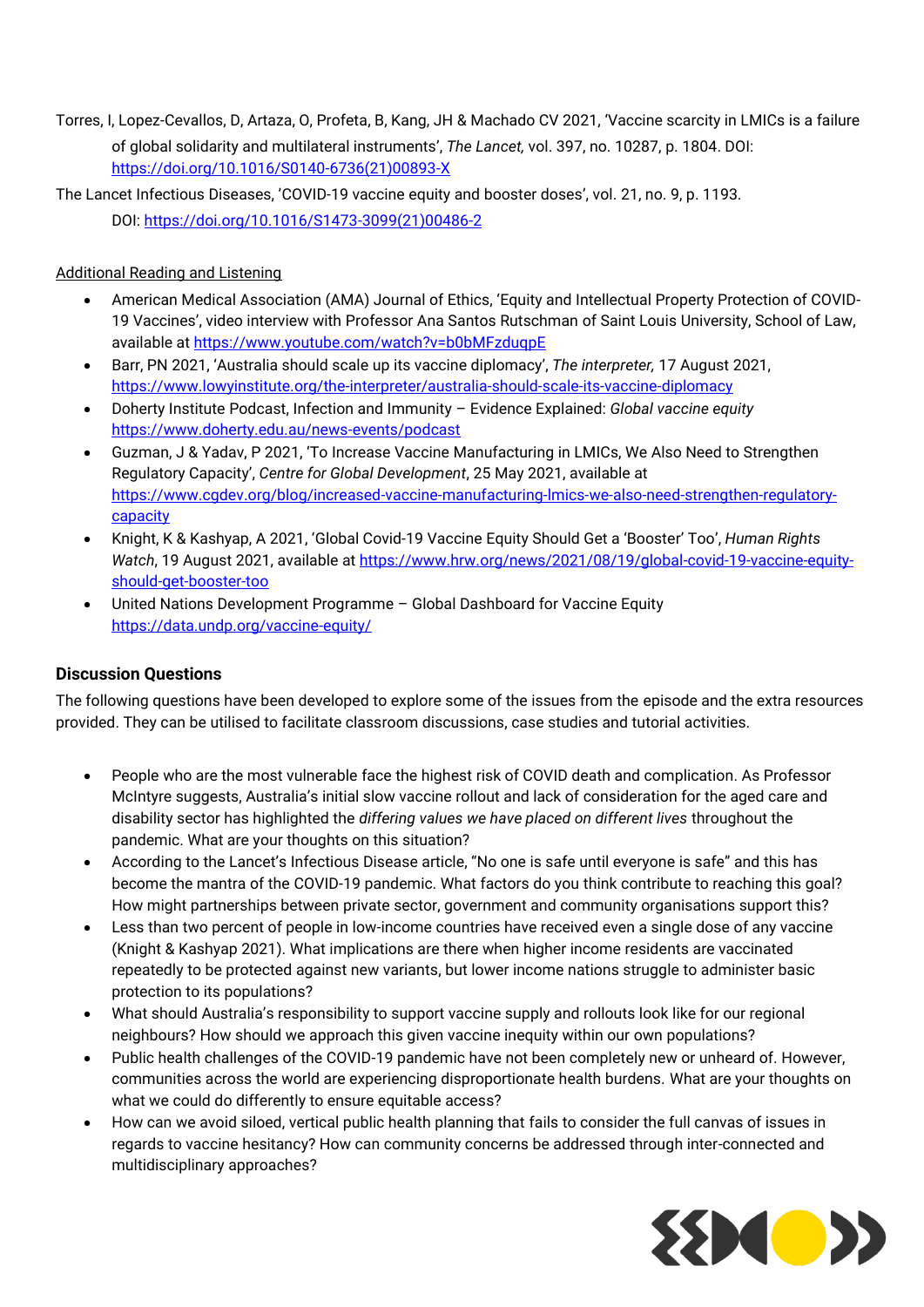Torres, I, Lopez-Cevallos, D, Artaza, O, Profeta, B, Kang, JH & Machado CV 2021, 'Vaccine scarcity in LMICs is a failure of global solidarity and multilateral instruments', *The Lancet,* vol. 397, no. 10287, p. 1804. DOI: https://doi.org/10.1016/S0140-6736(21)00893-X

The Lancet Infectious Diseases, 'COVID-19 vaccine equity and booster doses', vol. 21, no. 9, p. 1193. DOI: https://doi.org/10.1016/S1473-3099(21)00486-2

Additional Reading and Listening

- American Medical Association (AMA) Journal of Ethics, 'Equity and Intellectual Property Protection of COVID-19 Vaccines', video interview with Professor Ana Santos Rutschman of Saint Louis University, School of Law, available at https://www.youtube.com/watch?v=b0bMFzduqpE
- Barr, PN 2021, 'Australia should scale up its vaccine diplomacy', *The interpreter,* 17 August 2021, https://www.lowyinstitute.org/the-interpreter/australia-should-scale-its-vaccine-diplomacy
- Doherty Institute Podcast, Infection and Immunity – Evidence Explained: *Global vaccine equity* https://www.doherty.edu.au/news-events/podcast
- Guzman, J & Yadav, P 2021, 'To Increase Vaccine Manufacturing in LMICs, We Also Need to Strengthen Regulatory Capacity', *Centre for Global Development*, 25 May 2021, available at https://www.cgdev.org/blog/increased-vaccine-manufacturing-lmics-we-also-need-strengthen-regulatory-capacity
- Knight, K & Kashyap, A 2021, 'Global Covid-19 Vaccine Equity Should Get a 'Booster' Too', *Human Rights Watch*, 19 August 2021, available at https://www.hrw.org/news/2021/08/19/global-covid-19-vaccine-equity-should-get-booster-too
- United Nations Development Programme – Global Dashboard for Vaccine Equity https://data.undp.org/vaccine-equity/

## Discussion Questions

The following questions have been developed to explore some of the issues from the episode and the extra resources provided. They can be utilised to facilitate classroom discussions, case studies and tutorial activities.

- People who are the most vulnerable face the highest risk of COVID death and complication. As Professor McIntyre suggests, Australia's initial slow vaccine rollout and lack of consideration for the aged care and disability sector has highlighted the *differing values we have placed on different lives* throughout the pandemic. What are your thoughts on this situation?
- According to the Lancet's Infectious Disease article, "No one is safe until everyone is safe" and this has become the mantra of the COVID-19 pandemic. What factors do you think contribute to reaching this goal? How might partnerships between private sector, government and community organisations support this?
- Less than two percent of people in low-income countries have received even a single dose of any vaccine (Knight & Kashyap 2021). What implications are there when higher income residents are vaccinated repeatedly to be protected against new variants, but lower income nations struggle to administer basic protection to its populations?
- What should Australia's responsibility to support vaccine supply and rollouts look like for our regional neighbours? How should we approach this given vaccine inequity within our own populations?
- Public health challenges of the COVID-19 pandemic have not been completely new or unheard of. However, communities across the world are experiencing disproportionate health burdens. What are your thoughts on what we could do differently to ensure equitable access?
- How can we avoid siloed, vertical public health planning that fails to consider the full canvas of issues in regards to vaccine hesitancy? How can community concerns be addressed through inter-connected and multidisciplinary approaches?